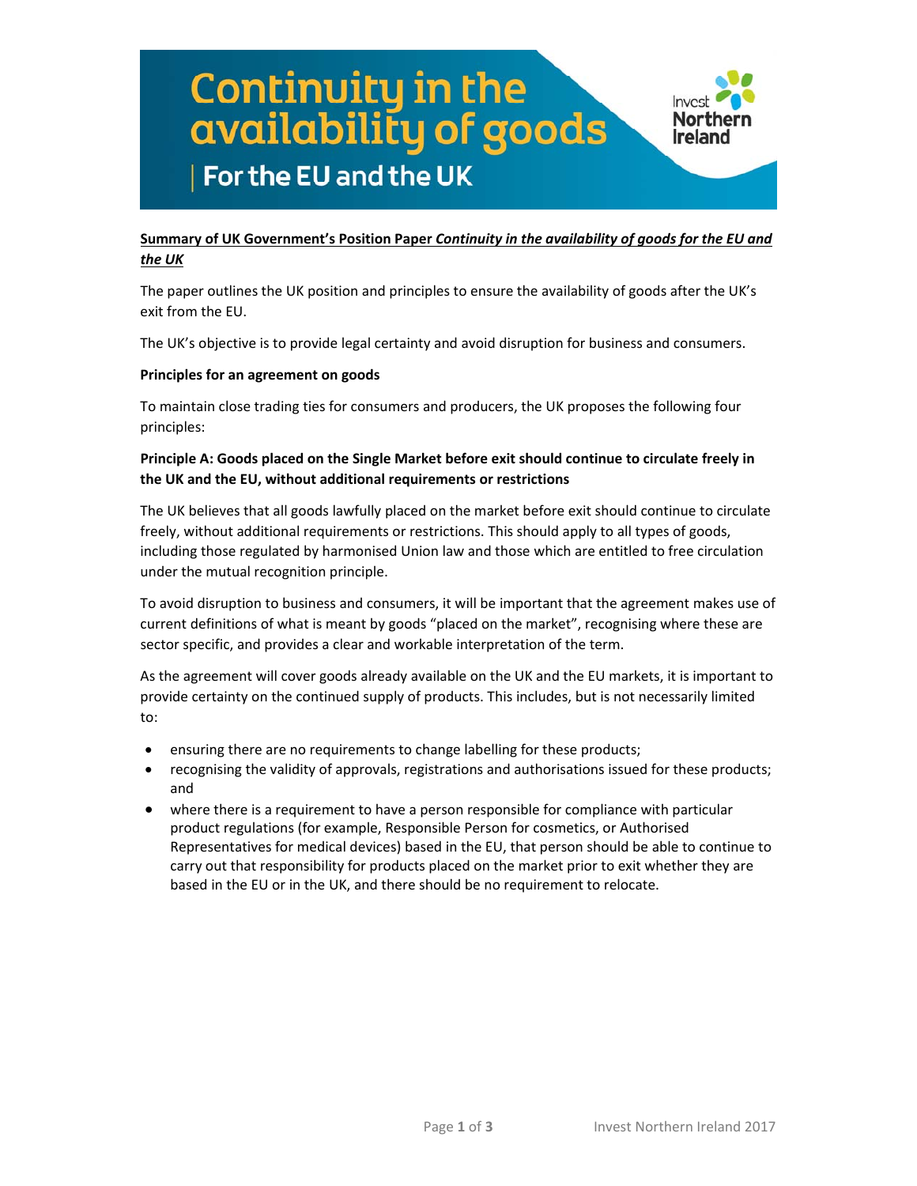# Continuity in the availability of goods

## For the EU and the UK

Invest Northern Ireland

**<u>Summary of UK Government's Position Paper *Continuity in the availability of goods for the EU and the UK*</u>**

The paper outlines the UK position and principles to ensure the availability of goods after the UK's exit from the EU.

The UK's objective is to provide legal certainty and avoid disruption for business and consumers.

**Principles for an agreement on goods**

To maintain close trading ties for consumers and producers, the UK proposes the following four principles:

**Principle A: Goods placed on the Single Market before exit should continue to circulate freely in the UK and the EU, without additional requirements or restrictions**

The UK believes that all goods lawfully placed on the market before exit should continue to circulate freely, without additional requirements or restrictions. This should apply to all types of goods, including those regulated by harmonised Union law and those which are entitled to free circulation under the mutual recognition principle.

To avoid disruption to business and consumers, it will be important that the agreement makes use of current definitions of what is meant by goods "placed on the market", recognising where these are sector specific, and provides a clear and workable interpretation of the term.

As the agreement will cover goods already available on the UK and the EU markets, it is important to provide certainty on the continued supply of products. This includes, but is not necessarily limited to:

- ensuring there are no requirements to change labelling for these products;
- recognising the validity of approvals, registrations and authorisations issued for these products; and
- where there is a requirement to have a person responsible for compliance with particular product regulations (for example, Responsible Person for cosmetics, or Authorised Representatives for medical devices) based in the EU, that person should be able to continue to carry out that responsibility for products placed on the market prior to exit whether they are based in the EU or in the UK, and there should be no requirement to relocate.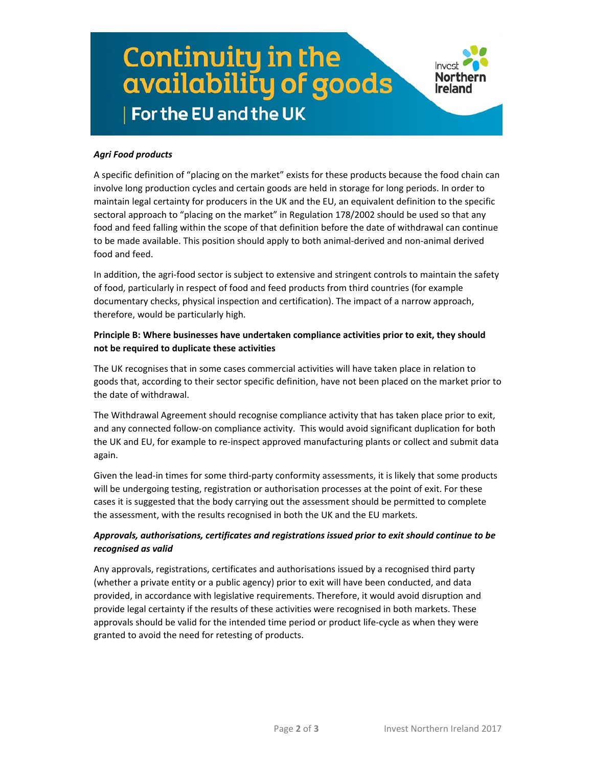*Agri Food products*

A specific definition of "placing on the market" exists for these products because the food chain can involve long production cycles and certain goods are held in storage for long periods. In order to maintain legal certainty for producers in the UK and the EU, an equivalent definition to the specific sectoral approach to "placing on the market" in Regulation 178/2002 should be used so that any food and feed falling within the scope of that definition before the date of withdrawal can continue to be made available. This position should apply to both animal-derived and non-animal derived food and feed.

In addition, the agri-food sector is subject to extensive and stringent controls to maintain the safety of food, particularly in respect of food and feed products from third countries (for example documentary checks, physical inspection and certification). The impact of a narrow approach, therefore, would be particularly high.

**Principle B: Where businesses have undertaken compliance activities prior to exit, they should not be required to duplicate these activities**

The UK recognises that in some cases commercial activities will have taken place in relation to goods that, according to their sector specific definition, have not been placed on the market prior to the date of withdrawal.

The Withdrawal Agreement should recognise compliance activity that has taken place prior to exit, and any connected follow-on compliance activity. This would avoid significant duplication for both the UK and EU, for example to re-inspect approved manufacturing plants or collect and submit data again.

Given the lead-in times for some third-party conformity assessments, it is likely that some products will be undergoing testing, registration or authorisation processes at the point of exit. For these cases it is suggested that the body carrying out the assessment should be permitted to complete the assessment, with the results recognised in both the UK and the EU markets.

***Approvals, authorisations, certificates and registrations issued prior to exit should continue to be recognised as valid***

Any approvals, registrations, certificates and authorisations issued by a recognised third party (whether a private entity or a public agency) prior to exit will have been conducted, and data provided, in accordance with legislative requirements. Therefore, it would avoid disruption and provide legal certainty if the results of these activities were recognised in both markets. These approvals should be valid for the intended time period or product life-cycle as when they were granted to avoid the need for retesting of products.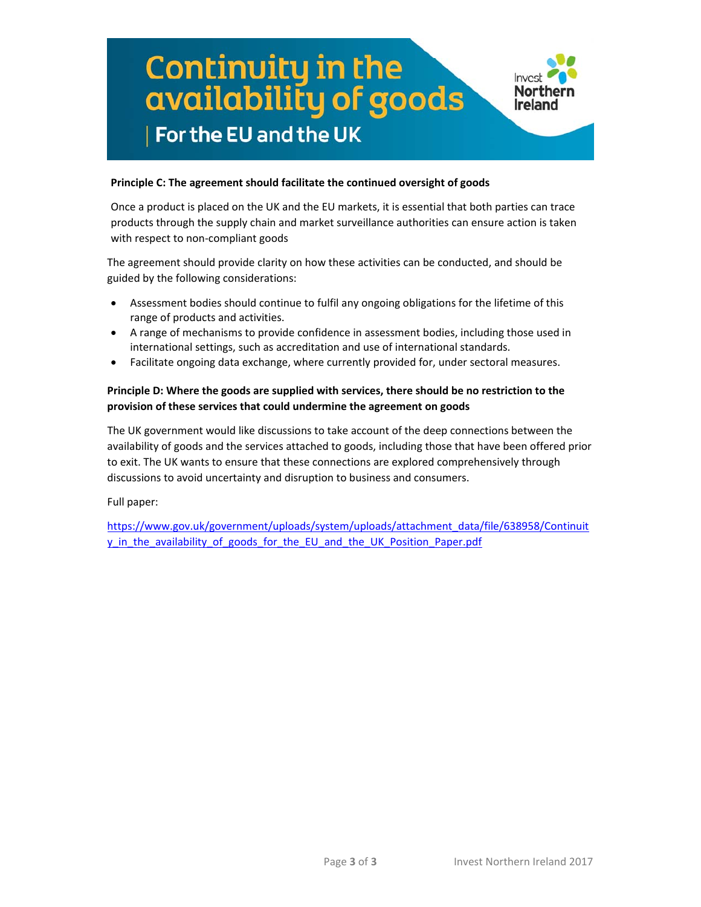# Continuity in the availability of goods

## For the EU and the UK

**Principle C: The agreement should facilitate the continued oversight of goods**

Once a product is placed on the UK and the EU markets, it is essential that both parties can trace products through the supply chain and market surveillance authorities can ensure action is taken with respect to non-compliant goods

The agreement should provide clarity on how these activities can be conducted, and should be guided by the following considerations:

- Assessment bodies should continue to fulfil any ongoing obligations for the lifetime of this range of products and activities.
- A range of mechanisms to provide confidence in assessment bodies, including those used in international settings, such as accreditation and use of international standards.
- Facilitate ongoing data exchange, where currently provided for, under sectoral measures.

**Principle D: Where the goods are supplied with services, there should be no restriction to the provision of these services that could undermine the agreement on goods**

The UK government would like discussions to take account of the deep connections between the availability of goods and the services attached to goods, including those that have been offered prior to exit. The UK wants to ensure that these connections are explored comprehensively through discussions to avoid uncertainty and disruption to business and consumers.

Full paper:

https://www.gov.uk/government/uploads/system/uploads/attachment_data/file/638958/Continuity_in_the_availability_of_goods_for_the_EU_and_the_UK_Position_Paper.pdf